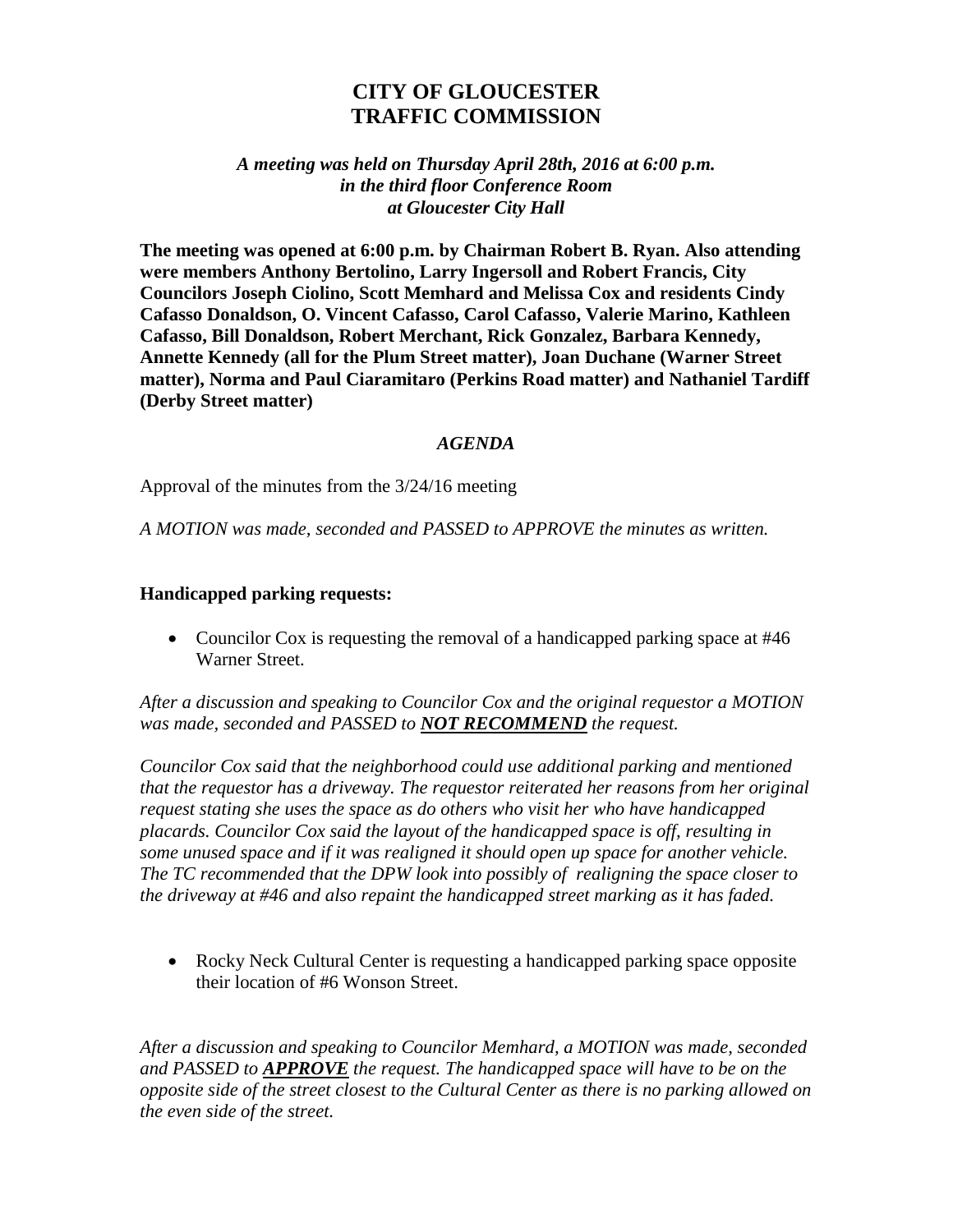# CITY OF GLOUCESTER
# TRAFFIC COMMISSION

*A meeting was held on Thursday April 28th, 2016 at 6:00 p.m.*
*in the third floor Conference Room*
*at Gloucester City Hall*

**The meeting was opened at 6:00 p.m. by Chairman Robert B. Ryan. Also attending were members Anthony Bertolino, Larry Ingersoll and Robert Francis, City Councilors Joseph Ciolino, Scott Memhard and Melissa Cox and residents Cindy Cafasso Donaldson, O. Vincent Cafasso, Carol Cafasso, Valerie Marino, Kathleen Cafasso, Bill Donaldson, Robert Merchant, Rick Gonzalez, Barbara Kennedy, Annette Kennedy (all for the Plum Street matter), Joan Duchane (Warner Street matter), Norma and Paul Ciaramitaro (Perkins Road matter) and Nathaniel Tardiff (Derby Street matter)**

## *AGENDA*

Approval of the minutes from the 3/24/16 meeting

*A MOTION was made, seconded and PASSED to APPROVE the minutes as written.*

**Handicapped parking requests:**

- Councilor Cox is requesting the removal of a handicapped parking space at #46 Warner Street.

*After a discussion and speaking to Councilor Cox and the original requestor a MOTION was made, seconded and PASSED to **NOT RECOMMEND** the request.*

*Councilor Cox said that the neighborhood could use additional parking and mentioned that the requestor has a driveway. The requestor reiterated her reasons from her original request stating she uses the space as do others who visit her who have handicapped placards. Councilor Cox said the layout of the handicapped space is off, resulting in some unused space and if it was realigned it should open up space for another vehicle. The TC recommended that the DPW look into possibly of realigning the space closer to the driveway at #46 and also repaint the handicapped street marking as it has faded.*

- Rocky Neck Cultural Center is requesting a handicapped parking space opposite their location of #6 Wonson Street.

*After a discussion and speaking to Councilor Memhard, a MOTION was made, seconded and PASSED to **APPROVE** the request. The handicapped space will have to be on the opposite side of the street closest to the Cultural Center as there is no parking allowed on the even side of the street.*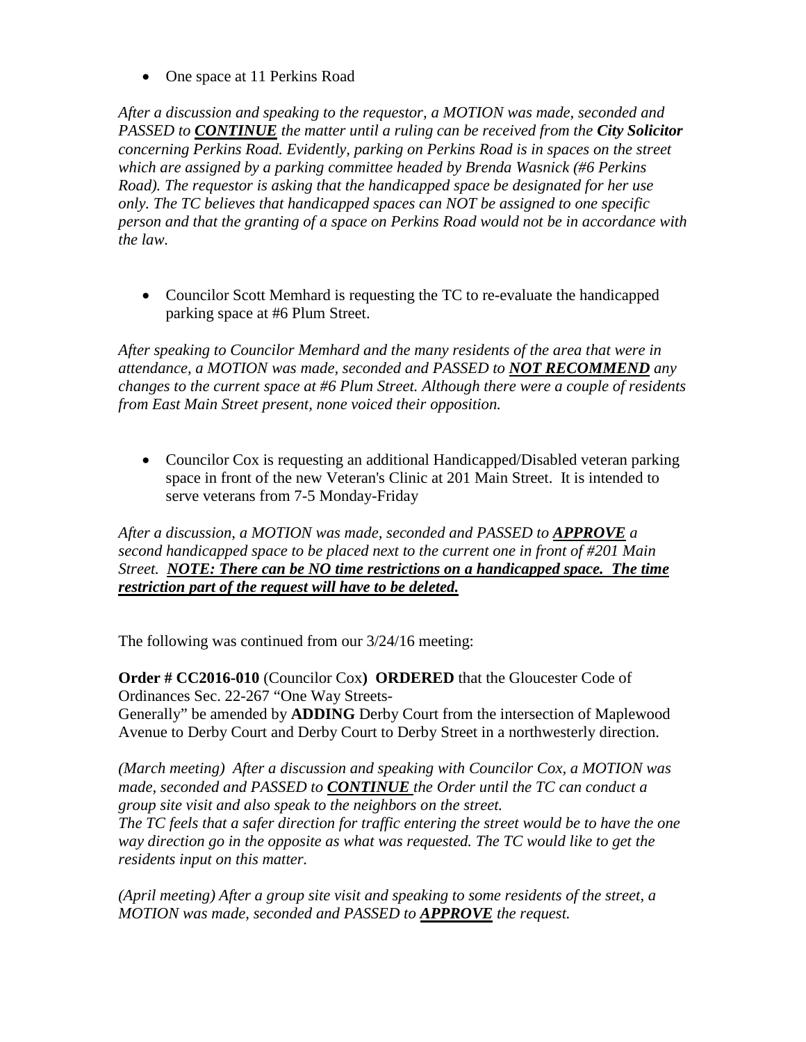- One space at 11 Perkins Road

*After a discussion and speaking to the requestor, a MOTION was made, seconded and PASSED to **CONTINUE** the matter until a ruling can be received from the **City Solicitor** concerning Perkins Road. Evidently, parking on Perkins Road is in spaces on the street which are assigned by a parking committee headed by Brenda Wasnick (#6 Perkins Road). The requestor is asking that the handicapped space be designated for her use only. The TC believes that handicapped spaces can NOT be assigned to one specific person and that the granting of a space on Perkins Road would not be in accordance with the law.*

- Councilor Scott Memhard is requesting the TC to re-evaluate the handicapped parking space at #6 Plum Street.

*After speaking to Councilor Memhard and the many residents of the area that were in attendance, a MOTION was made, seconded and PASSED to **NOT RECOMMEND** any changes to the current space at #6 Plum Street. Although there were a couple of residents from East Main Street present, none voiced their opposition.*

- Councilor Cox is requesting an additional Handicapped/Disabled veteran parking space in front of the new Veteran's Clinic at 201 Main Street. It is intended to serve veterans from 7-5 Monday-Friday

*After a discussion, a MOTION was made, seconded and PASSED to **APPROVE** a second handicapped space to be placed next to the current one in front of #201 Main Street. **NOTE: There can be NO time restrictions on a handicapped space. The time restriction part of the request will have to be deleted.***

The following was continued from our 3/24/16 meeting:

**Order # CC2016-010** (Councilor Cox**) ORDERED** that the Gloucester Code of Ordinances Sec. 22-267 "One Way Streets-Generally" be amended by **ADDING** Derby Court from the intersection of Maplewood Avenue to Derby Court and Derby Court to Derby Street in a northwesterly direction.

*(March meeting) After a discussion and speaking with Councilor Cox, a MOTION was made, seconded and PASSED to **CONTINUE** the Order until the TC can conduct a group site visit and also speak to the neighbors on the street. The TC feels that a safer direction for traffic entering the street would be to have the one way direction go in the opposite as what was requested. The TC would like to get the residents input on this matter.*

*(April meeting) After a group site visit and speaking to some residents of the street, a MOTION was made, seconded and PASSED to **APPROVE** the request.*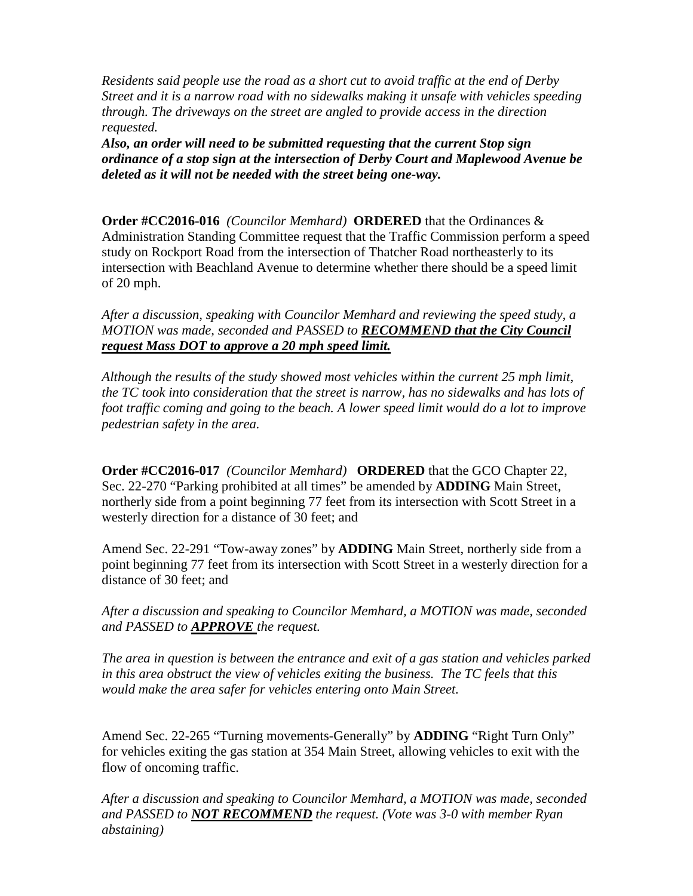*Residents said people use the road as a short cut to avoid traffic at the end of Derby Street and it is a narrow road with no sidewalks making it unsafe with vehicles speeding through. The driveways on the street are angled to provide access in the direction requested.*

***Also, an order will need to be submitted requesting that the current Stop sign ordinance of a stop sign at the intersection of Derby Court and Maplewood Avenue be deleted as it will not be needed with the street being one-way.***

**Order #CC2016-016** *(Councilor Memhard)* **ORDERED** that the Ordinances & Administration Standing Committee request that the Traffic Commission perform a speed study on Rockport Road from the intersection of Thatcher Road northeasterly to its intersection with Beachland Avenue to determine whether there should be a speed limit of 20 mph.

*After a discussion, speaking with Councilor Memhard and reviewing the speed study, a MOTION was made, seconded and PASSED to* ***<u>RECOMMEND that the City Council request Mass DOT to approve a 20 mph speed limit.</u>***

*Although the results of the study showed most vehicles within the current 25 mph limit, the TC took into consideration that the street is narrow, has no sidewalks and has lots of foot traffic coming and going to the beach. A lower speed limit would do a lot to improve pedestrian safety in the area.*

**Order #CC2016-017** *(Councilor Memhard)* **ORDERED** that the GCO Chapter 22, Sec. 22-270 "Parking prohibited at all times" be amended by **ADDING** Main Street, northerly side from a point beginning 77 feet from its intersection with Scott Street in a westerly direction for a distance of 30 feet; and

Amend Sec. 22-291 "Tow-away zones" by **ADDING** Main Street, northerly side from a point beginning 77 feet from its intersection with Scott Street in a westerly direction for a distance of 30 feet; and

*After a discussion and speaking to Councilor Memhard, a MOTION was made, seconded and PASSED to* ***<u>APPROVE</u>*** *the request.*

*The area in question is between the entrance and exit of a gas station and vehicles parked in this area obstruct the view of vehicles exiting the business. The TC feels that this would make the area safer for vehicles entering onto Main Street.*

Amend Sec. 22-265 "Turning movements-Generally" by **ADDING** "Right Turn Only" for vehicles exiting the gas station at 354 Main Street, allowing vehicles to exit with the flow of oncoming traffic.

*After a discussion and speaking to Councilor Memhard, a MOTION was made, seconded and PASSED to* ***<u>NOT RECOMMEND</u>*** *the request. (Vote was 3-0 with member Ryan abstaining)*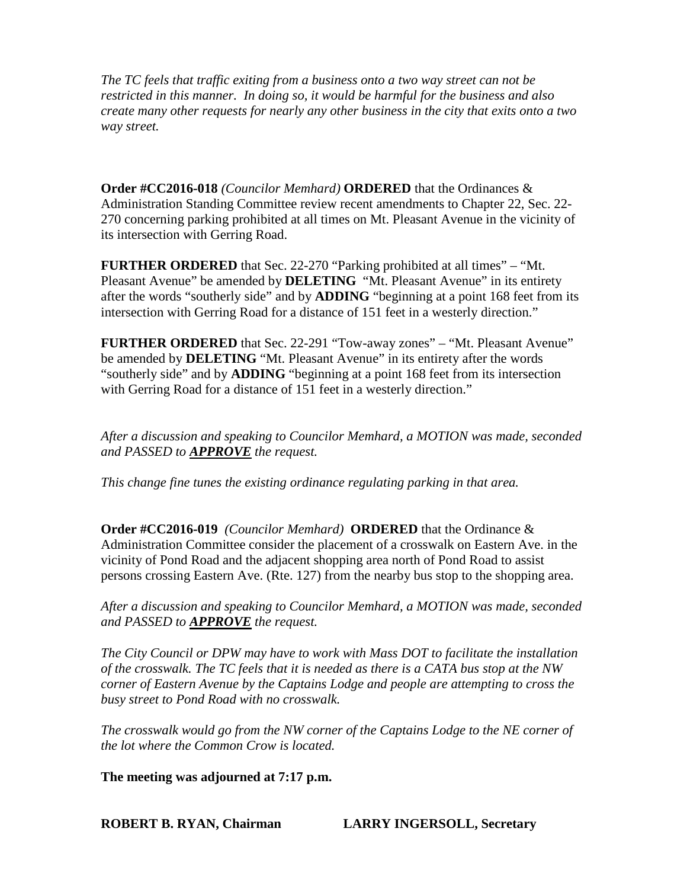*The TC feels that traffic exiting from a business onto a two way street can not be restricted in this manner. In doing so, it would be harmful for the business and also create many other requests for nearly any other business in the city that exits onto a two way street.*

**Order #CC2016-018** *(Councilor Memhard)* **ORDERED** that the Ordinances & Administration Standing Committee review recent amendments to Chapter 22, Sec. 22-270 concerning parking prohibited at all times on Mt. Pleasant Avenue in the vicinity of its intersection with Gerring Road.

**FURTHER ORDERED** that Sec. 22-270 "Parking prohibited at all times" – "Mt. Pleasant Avenue" be amended by **DELETING** "Mt. Pleasant Avenue" in its entirety after the words "southerly side" and by **ADDING** "beginning at a point 168 feet from its intersection with Gerring Road for a distance of 151 feet in a westerly direction."

**FURTHER ORDERED** that Sec. 22-291 "Tow-away zones" – "Mt. Pleasant Avenue" be amended by **DELETING** "Mt. Pleasant Avenue" in its entirety after the words "southerly side" and by **ADDING** "beginning at a point 168 feet from its intersection with Gerring Road for a distance of 151 feet in a westerly direction."

*After a discussion and speaking to Councilor Memhard, a MOTION was made, seconded and PASSED to* ***APPROVE*** *the request.*

*This change fine tunes the existing ordinance regulating parking in that area.*

**Order #CC2016-019** *(Councilor Memhard)* **ORDERED** that the Ordinance & Administration Committee consider the placement of a crosswalk on Eastern Ave. in the vicinity of Pond Road and the adjacent shopping area north of Pond Road to assist persons crossing Eastern Ave. (Rte. 127) from the nearby bus stop to the shopping area.

*After a discussion and speaking to Councilor Memhard, a MOTION was made, seconded and PASSED to* ***APPROVE*** *the request.*

*The City Council or DPW may have to work with Mass DOT to facilitate the installation of the crosswalk. The TC feels that it is needed as there is a CATA bus stop at the NW corner of Eastern Avenue by the Captains Lodge and people are attempting to cross the busy street to Pond Road with no crosswalk.*

*The crosswalk would go from the NW corner of the Captains Lodge to the NE corner of the lot where the Common Crow is located.*

**The meeting was adjourned at 7:17 p.m.**

**ROBERT B. RYAN, Chairman** **LARRY INGERSOLL, Secretary**